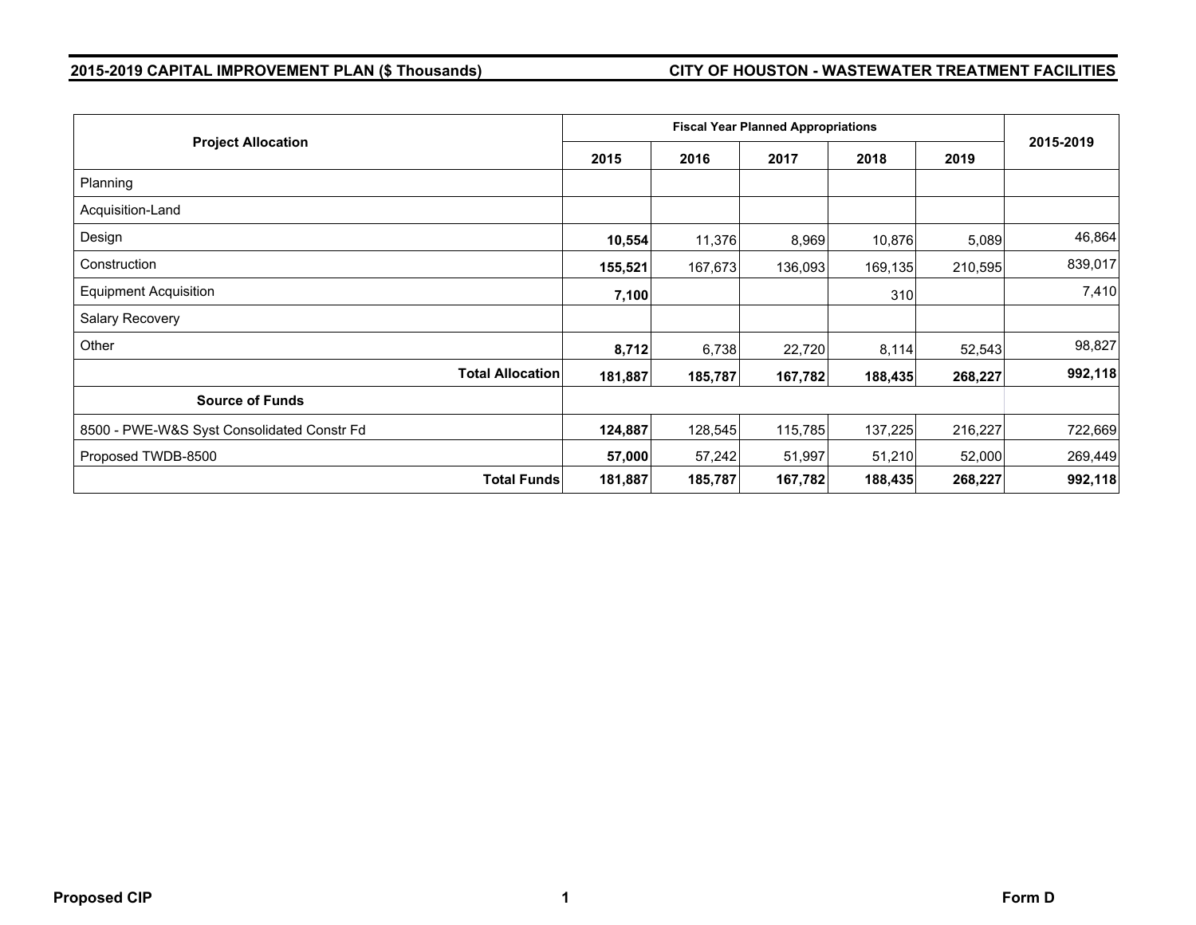**2015-2019 CAPITAL IMPROVEMENT PLAN ($ Thousands)** **CITY OF HOUSTON - WASTEWATER TREATMENT FACILITIES**

| Project Allocation | Fiscal Year Planned Appropriations | | | | | 2015-2019 |
|---|---|---|---|---|---|---|
| | 2015 | 2016 | 2017 | 2018 | 2019 | |
| Planning | | | | | | |
| Acquisition-Land | | | | | | |
| Design | **10,554** | 11,376 | 8,969 | 10,876 | 5,089 | 46,864 |
| Construction | **155,521** | 167,673 | 136,093 | 169,135 | 210,595 | 839,017 |
| Equipment Acquisition | **7,100** | | | 310 | | 7,410 |
| Salary Recovery | | | | | | |
| Other | **8,712** | 6,738 | 22,720 | 8,114 | 52,543 | 98,827 |
| **Total Allocation** | **181,887** | **185,787** | **167,782** | **188,435** | **268,227** | **992,118** |
| **Source of Funds** | | | | | | |
| 8500 - PWE-W&S Syst Consolidated Constr Fd | **124,887** | 128,545 | 115,785 | 137,225 | 216,227 | 722,669 |
| Proposed TWDB-8500 | **57,000** | 57,242 | 51,997 | 51,210 | 52,000 | 269,449 |
| **Total Funds** | **181,887** | **185,787** | **167,782** | **188,435** | **268,227** | **992,118** |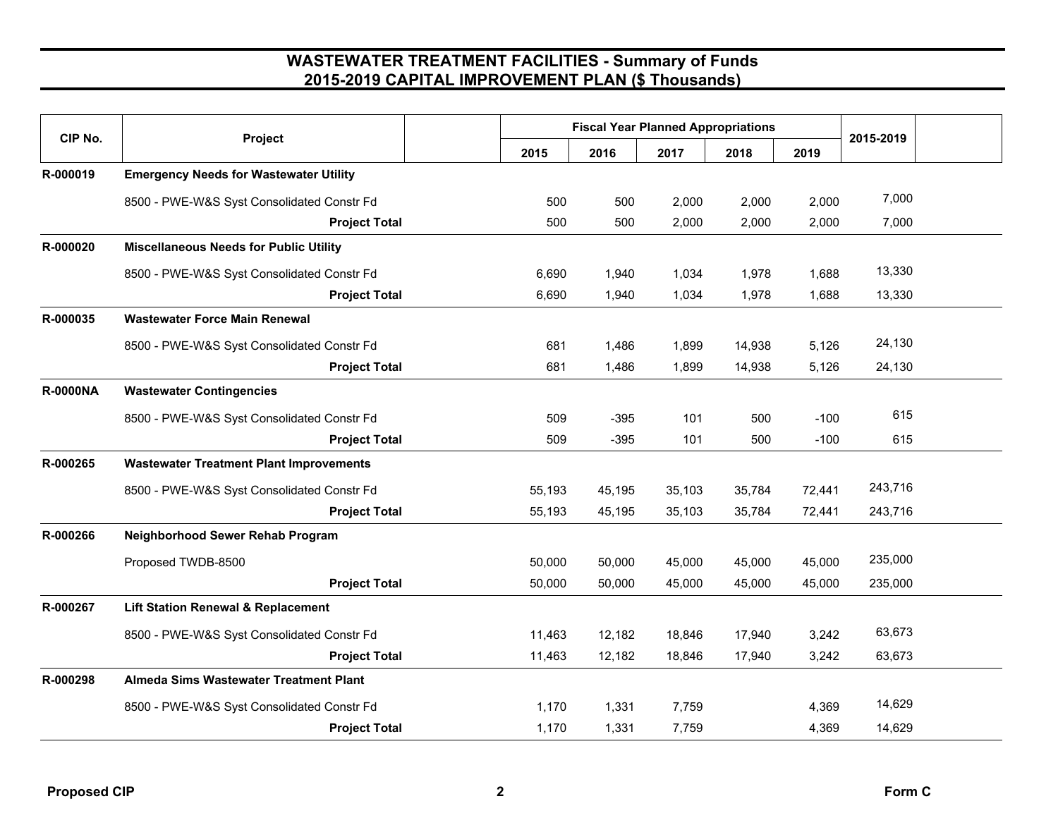# WASTEWATER TREATMENT FACILITIES - Summary of Funds
## 2015-2019 CAPITAL IMPROVEMENT PLAN ($ Thousands)

| CIP No. | Project | Fiscal Year Planned Appropriations | | | | | 2015-2019 |
|---|---|---|---|---|---|---|---|
| | | 2015 | 2016 | 2017 | 2018 | 2019 | |
| **R-000019** | **Emergency Needs for Wastewater Utility** | | | | | | |
| | 8500 - PWE-W&S Syst Consolidated Constr Fd | 500 | 500 | 2,000 | 2,000 | 2,000 | 7,000 |
| | **Project Total** | 500 | 500 | 2,000 | 2,000 | 2,000 | 7,000 |
| **R-000020** | **Miscellaneous Needs for Public Utility** | | | | | | |
| | 8500 - PWE-W&S Syst Consolidated Constr Fd | 6,690 | 1,940 | 1,034 | 1,978 | 1,688 | 13,330 |
| | **Project Total** | 6,690 | 1,940 | 1,034 | 1,978 | 1,688 | 13,330 |
| **R-000035** | **Wastewater Force Main Renewal** | | | | | | |
| | 8500 - PWE-W&S Syst Consolidated Constr Fd | 681 | 1,486 | 1,899 | 14,938 | 5,126 | 24,130 |
| | **Project Total** | 681 | 1,486 | 1,899 | 14,938 | 5,126 | 24,130 |
| **R-0000NA** | **Wastewater Contingencies** | | | | | | |
| | 8500 - PWE-W&S Syst Consolidated Constr Fd | 509 | -395 | 101 | 500 | -100 | 615 |
| | **Project Total** | 509 | -395 | 101 | 500 | -100 | 615 |
| **R-000265** | **Wastewater Treatment Plant Improvements** | | | | | | |
| | 8500 - PWE-W&S Syst Consolidated Constr Fd | 55,193 | 45,195 | 35,103 | 35,784 | 72,441 | 243,716 |
| | **Project Total** | 55,193 | 45,195 | 35,103 | 35,784 | 72,441 | 243,716 |
| **R-000266** | **Neighborhood Sewer Rehab Program** | | | | | | |
| | Proposed TWDB-8500 | 50,000 | 50,000 | 45,000 | 45,000 | 45,000 | 235,000 |
| | **Project Total** | 50,000 | 50,000 | 45,000 | 45,000 | 45,000 | 235,000 |
| **R-000267** | **Lift Station Renewal & Replacement** | | | | | | |
| | 8500 - PWE-W&S Syst Consolidated Constr Fd | 11,463 | 12,182 | 18,846 | 17,940 | 3,242 | 63,673 |
| | **Project Total** | 11,463 | 12,182 | 18,846 | 17,940 | 3,242 | 63,673 |
| **R-000298** | **Almeda Sims Wastewater Treatment Plant** | | | | | | |
| | 8500 - PWE-W&S Syst Consolidated Constr Fd | 1,170 | 1,331 | 7,759 | | 4,369 | 14,629 |
| | **Project Total** | 1,170 | 1,331 | 7,759 | | 4,369 | 14,629 |

**Proposed CIP** **Form C**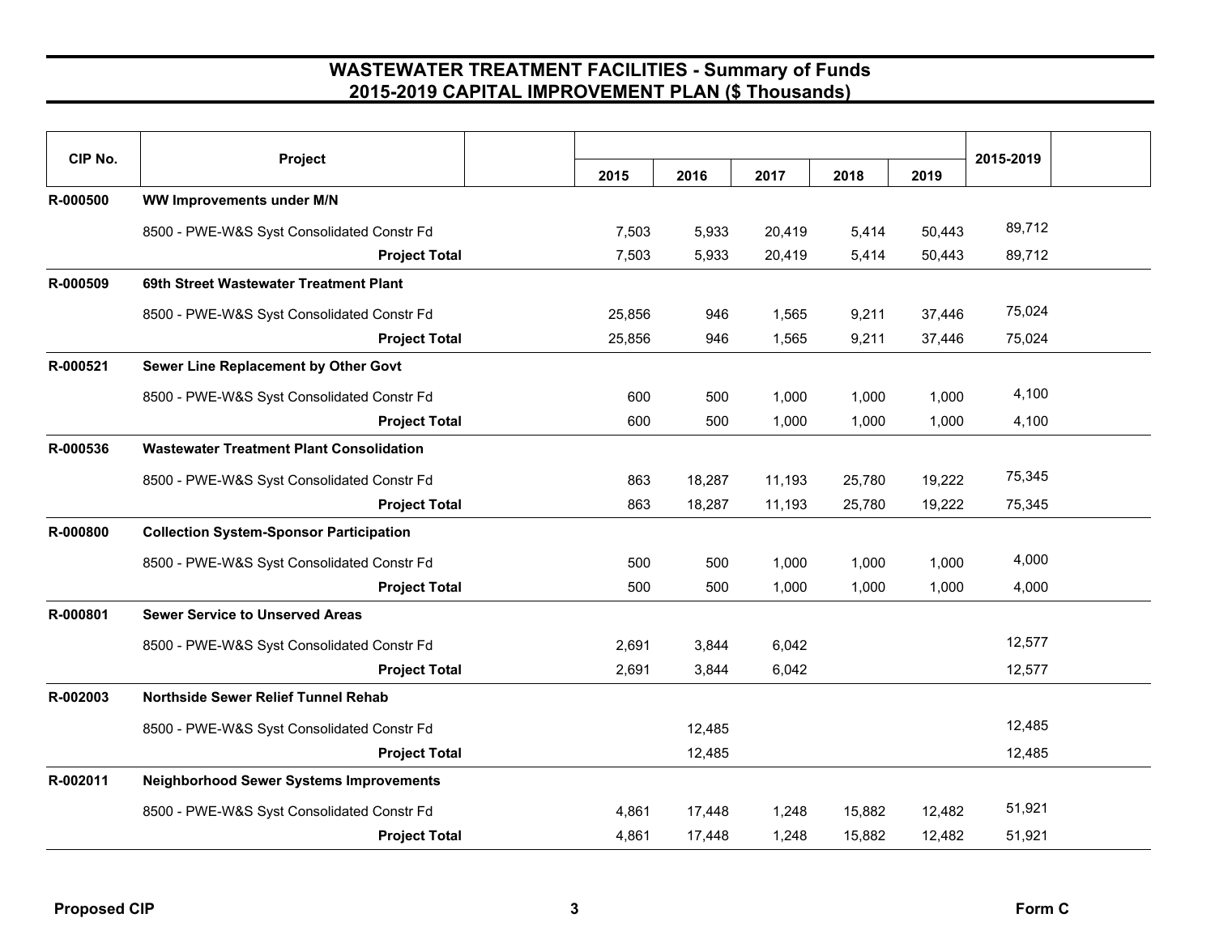# WASTEWATER TREATMENT FACILITIES - Summary of Funds
## 2015-2019 CAPITAL IMPROVEMENT PLAN ($ Thousands)

| CIP No. | Project | 2015 | 2016 | 2017 | 2018 | 2019 | 2015-2019 |
|---|---|---|---|---|---|---|---|
| R-000500 | **WW Improvements under M/N** | | | | | | |
| | 8500 - PWE-W&S Syst Consolidated Constr Fd | 7,503 | 5,933 | 20,419 | 5,414 | 50,443 | 89,712 |
| | **Project Total** | 7,503 | 5,933 | 20,419 | 5,414 | 50,443 | 89,712 |
| R-000509 | **69th Street Wastewater Treatment Plant** | | | | | | |
| | 8500 - PWE-W&S Syst Consolidated Constr Fd | 25,856 | 946 | 1,565 | 9,211 | 37,446 | 75,024 |
| | **Project Total** | 25,856 | 946 | 1,565 | 9,211 | 37,446 | 75,024 |
| R-000521 | **Sewer Line Replacement by Other Govt** | | | | | | |
| | 8500 - PWE-W&S Syst Consolidated Constr Fd | 600 | 500 | 1,000 | 1,000 | 1,000 | 4,100 |
| | **Project Total** | 600 | 500 | 1,000 | 1,000 | 1,000 | 4,100 |
| R-000536 | **Wastewater Treatment Plant Consolidation** | | | | | | |
| | 8500 - PWE-W&S Syst Consolidated Constr Fd | 863 | 18,287 | 11,193 | 25,780 | 19,222 | 75,345 |
| | **Project Total** | 863 | 18,287 | 11,193 | 25,780 | 19,222 | 75,345 |
| R-000800 | **Collection System-Sponsor Participation** | | | | | | |
| | 8500 - PWE-W&S Syst Consolidated Constr Fd | 500 | 500 | 1,000 | 1,000 | 1,000 | 4,000 |
| | **Project Total** | 500 | 500 | 1,000 | 1,000 | 1,000 | 4,000 |
| R-000801 | **Sewer Service to Unserved Areas** | | | | | | |
| | 8500 - PWE-W&S Syst Consolidated Constr Fd | 2,691 | 3,844 | 6,042 | | | 12,577 |
| | **Project Total** | 2,691 | 3,844 | 6,042 | | | 12,577 |
| R-002003 | **Northside Sewer Relief Tunnel Rehab** | | | | | | |
| | 8500 - PWE-W&S Syst Consolidated Constr Fd | | 12,485 | | | | 12,485 |
| | **Project Total** | | 12,485 | | | | 12,485 |
| R-002011 | **Neighborhood Sewer Systems Improvements** | | | | | | |
| | 8500 - PWE-W&S Syst Consolidated Constr Fd | 4,861 | 17,448 | 1,248 | 15,882 | 12,482 | 51,921 |
| | **Project Total** | 4,861 | 17,448 | 1,248 | 15,882 | 12,482 | 51,921 |

Proposed CIP — Form C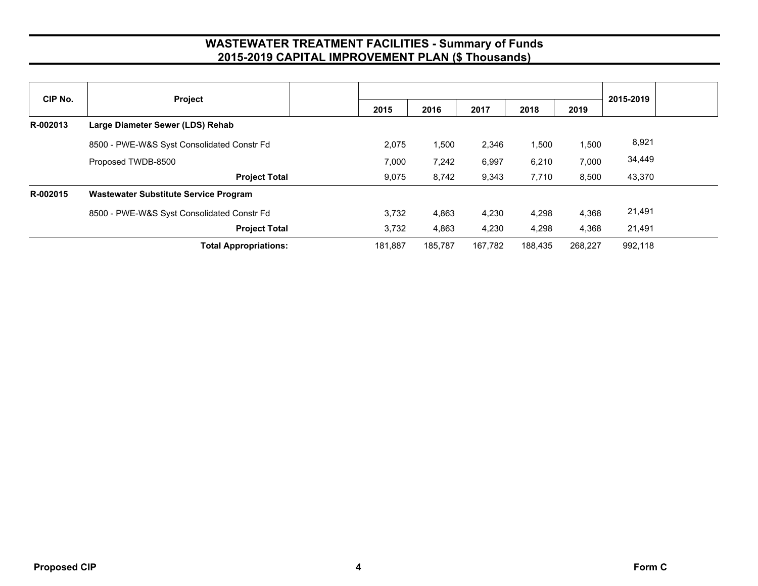## WASTEWATER TREATMENT FACILITIES - Summary of Funds
## 2015-2019 CAPITAL IMPROVEMENT PLAN ($ Thousands)

| CIP No. | Project | 2015 | 2016 | 2017 | 2018 | 2019 | 2015-2019 |
|---|---|---|---|---|---|---|---|
| R-002013 | **Large Diameter Sewer (LDS) Rehab** | | | | | | |
| | 8500 - PWE-W&S Syst Consolidated Constr Fd | 2,075 | 1,500 | 2,346 | 1,500 | 1,500 | 8,921 |
| | Proposed TWDB-8500 | 7,000 | 7,242 | 6,997 | 6,210 | 7,000 | 34,449 |
| | **Project Total** | 9,075 | 8,742 | 9,343 | 7,710 | 8,500 | 43,370 |
| R-002015 | **Wastewater Substitute Service Program** | | | | | | |
| | 8500 - PWE-W&S Syst Consolidated Constr Fd | 3,732 | 4,863 | 4,230 | 4,298 | 4,368 | 21,491 |
| | **Project Total** | 3,732 | 4,863 | 4,230 | 4,298 | 4,368 | 21,491 |
| | **Total Appropriations:** | 181,887 | 185,787 | 167,782 | 188,435 | 268,227 | 992,118 |

**Proposed CIP** **Form C**